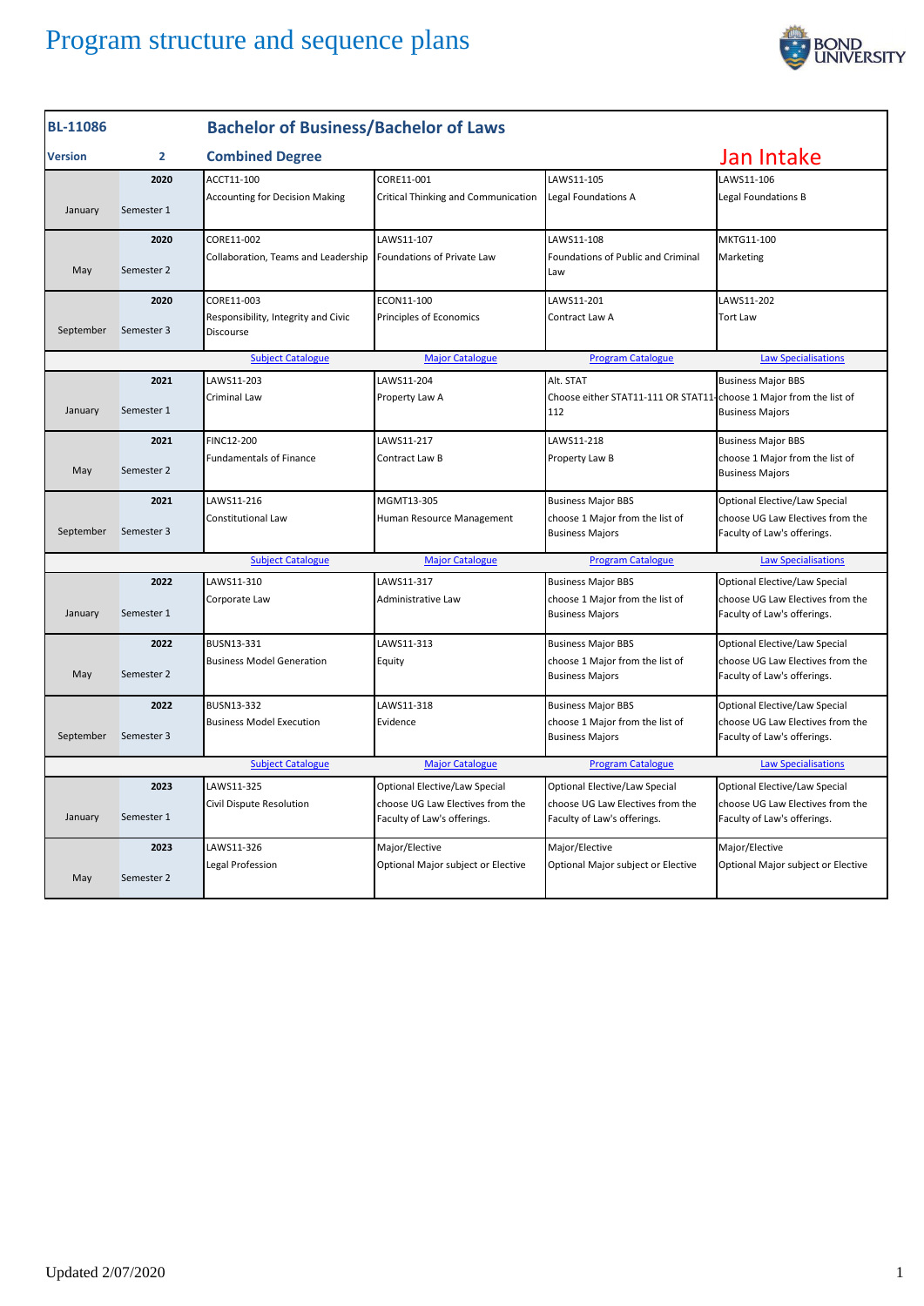# Program structure and sequence plans

| BL-11086 | | Bachelor of Business/Bachelor of Laws | | | |
|---|---|---|---|---|---|
| **Version** | **2** | **Combined Degree** | | | **Jan Intake** |
| January | 2020 Semester 1 | ACCT11-100 Accounting for Decision Making | CORE11-001 Critical Thinking and Communication | LAWS11-105 Legal Foundations A | LAWS11-106 Legal Foundations B |
| May | 2020 Semester 2 | CORE11-002 Collaboration, Teams and Leadership | LAWS11-107 Foundations of Private Law | LAWS11-108 Foundations of Public and Criminal Law | MKTG11-100 Marketing |
| September | 2020 Semester 3 | CORE11-003 Responsibility, Integrity and Civic Discourse | ECON11-100 Principles of Economics | LAWS11-201 Contract Law A | LAWS11-202 Tort Law |
| | | Subject Catalogue | Major Catalogue | Program Catalogue | Law Specialisations |
| January | 2021 Semester 1 | LAWS11-203 Criminal Law | LAWS11-204 Property Law A | Alt. STAT Choose either STAT11-111 OR STAT11-112 | Business Major BBS choose 1 Major from the list of Business Majors |
| May | 2021 Semester 2 | FINC12-200 Fundamentals of Finance | LAWS11-217 Contract Law B | LAWS11-218 Property Law B | Business Major BBS choose 1 Major from the list of Business Majors |
| September | 2021 Semester 3 | LAWS11-216 Constitutional Law | MGMT13-305 Human Resource Management | Business Major BBS choose 1 Major from the list of Business Majors | Optional Elective/Law Special choose UG Law Electives from the Faculty of Law's offerings. |
| | | Subject Catalogue | Major Catalogue | Program Catalogue | Law Specialisations |
| January | 2022 Semester 1 | LAWS11-310 Corporate Law | LAWS11-317 Administrative Law | Business Major BBS choose 1 Major from the list of Business Majors | Optional Elective/Law Special choose UG Law Electives from the Faculty of Law's offerings. |
| May | 2022 Semester 2 | BUSN13-331 Business Model Generation | LAWS11-313 Equity | Business Major BBS choose 1 Major from the list of Business Majors | Optional Elective/Law Special choose UG Law Electives from the Faculty of Law's offerings. |
| September | 2022 Semester 3 | BUSN13-332 Business Model Execution | LAWS11-318 Evidence | Business Major BBS choose 1 Major from the list of Business Majors | Optional Elective/Law Special choose UG Law Electives from the Faculty of Law's offerings. |
| | | Subject Catalogue | Major Catalogue | Program Catalogue | Law Specialisations |
| January | 2023 Semester 1 | LAWS11-325 Civil Dispute Resolution | Optional Elective/Law Special choose UG Law Electives from the Faculty of Law's offerings. | Optional Elective/Law Special choose UG Law Electives from the Faculty of Law's offerings. | Optional Elective/Law Special choose UG Law Electives from the Faculty of Law's offerings. |
| May | 2023 Semester 2 | LAWS11-326 Legal Profession | Major/Elective Optional Major subject or Elective | Major/Elective Optional Major subject or Elective | Major/Elective Optional Major subject or Elective |

Updated 2/07/2020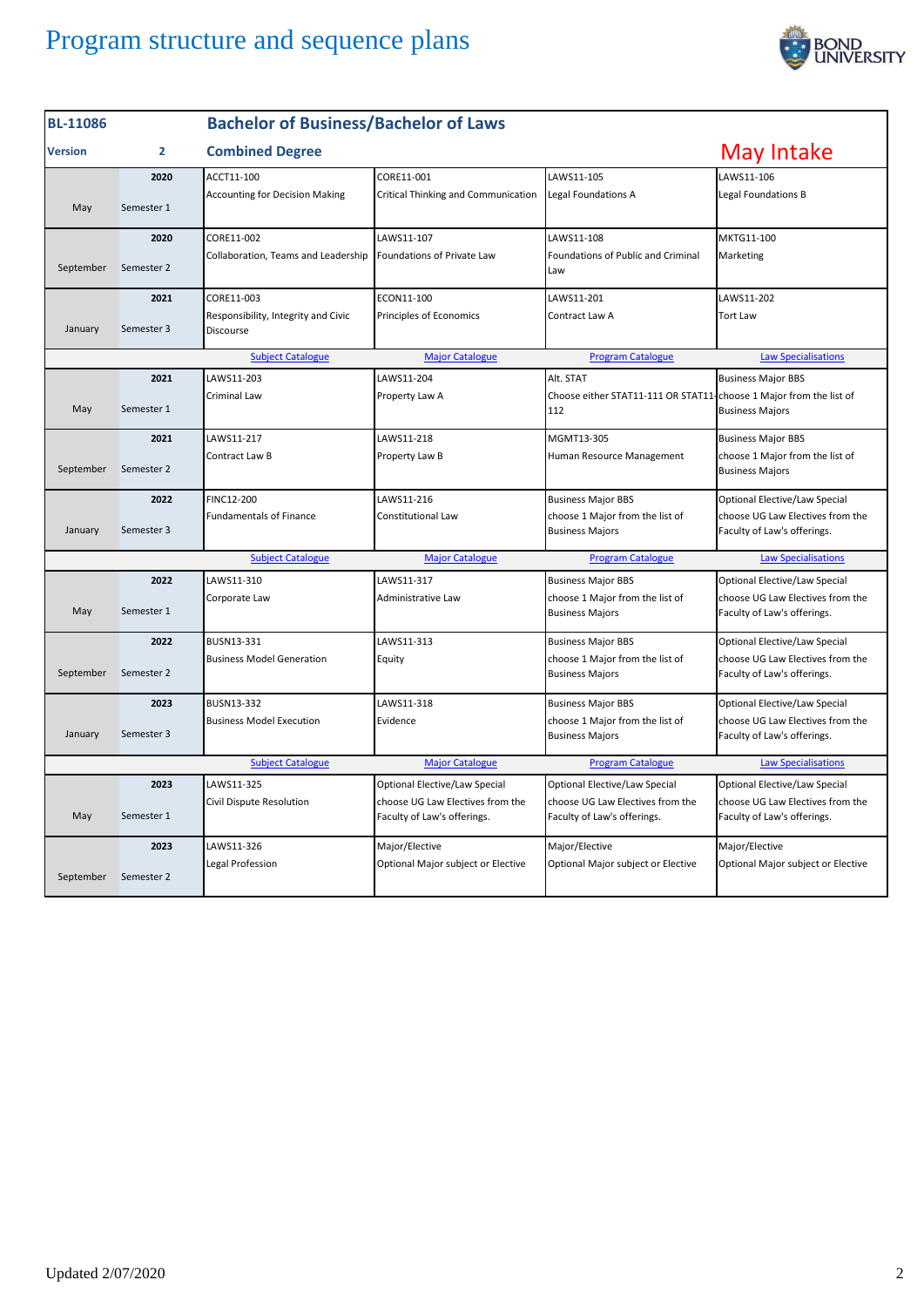# Program structure and sequence plans

| BL-11086 | | Bachelor of Business/Bachelor of Laws | | | |
|---|---|---|---|---|---|
| **Version** | **2** | **Combined Degree** | | | **May Intake** |
| May | 2020 Semester 1 | ACCT11-100 Accounting for Decision Making | CORE11-001 Critical Thinking and Communication | LAWS11-105 Legal Foundations A | LAWS11-106 Legal Foundations B |
| September | 2020 Semester 2 | CORE11-002 Collaboration, Teams and Leadership | LAWS11-107 Foundations of Private Law | LAWS11-108 Foundations of Public and Criminal Law | MKTG11-100 Marketing |
| January | 2021 Semester 3 | CORE11-003 Responsibility, Integrity and Civic Discourse | ECON11-100 Principles of Economics | LAWS11-201 Contract Law A | LAWS11-202 Tort Law |
| | | Subject Catalogue | Major Catalogue | Program Catalogue | Law Specialisations |
| May | 2021 Semester 1 | LAWS11-203 Criminal Law | LAWS11-204 Property Law A | Alt. STAT Choose either STAT11-111 OR STAT11-112 | Business Major BBS choose 1 Major from the list of Business Majors |
| September | 2021 Semester 2 | LAWS11-217 Contract Law B | LAWS11-218 Property Law B | MGMT13-305 Human Resource Management | Business Major BBS choose 1 Major from the list of Business Majors |
| January | 2022 Semester 3 | FINC12-200 Fundamentals of Finance | LAWS11-216 Constitutional Law | Business Major BBS choose 1 Major from the list of Business Majors | Optional Elective/Law Special choose UG Law Electives from the Faculty of Law's offerings. |
| | | Subject Catalogue | Major Catalogue | Program Catalogue | Law Specialisations |
| May | 2022 Semester 1 | LAWS11-310 Corporate Law | LAWS11-317 Administrative Law | Business Major BBS choose 1 Major from the list of Business Majors | Optional Elective/Law Special choose UG Law Electives from the Faculty of Law's offerings. |
| September | 2022 Semester 2 | BUSN13-331 Business Model Generation | LAWS11-313 Equity | Business Major BBS choose 1 Major from the list of Business Majors | Optional Elective/Law Special choose UG Law Electives from the Faculty of Law's offerings. |
| January | 2023 Semester 3 | BUSN13-332 Business Model Execution | LAWS11-318 Evidence | Business Major BBS choose 1 Major from the list of Business Majors | Optional Elective/Law Special choose UG Law Electives from the Faculty of Law's offerings. |
| | | Subject Catalogue | Major Catalogue | Program Catalogue | Law Specialisations |
| May | 2023 Semester 1 | LAWS11-325 Civil Dispute Resolution | Optional Elective/Law Special choose UG Law Electives from the Faculty of Law's offerings. | Optional Elective/Law Special choose UG Law Electives from the Faculty of Law's offerings. | Optional Elective/Law Special choose UG Law Electives from the Faculty of Law's offerings. |
| September | 2023 Semester 2 | LAWS11-326 Legal Profession | Major/Elective Optional Major subject or Elective | Major/Elective Optional Major subject or Elective | Major/Elective Optional Major subject or Elective |

Updated 2/07/2020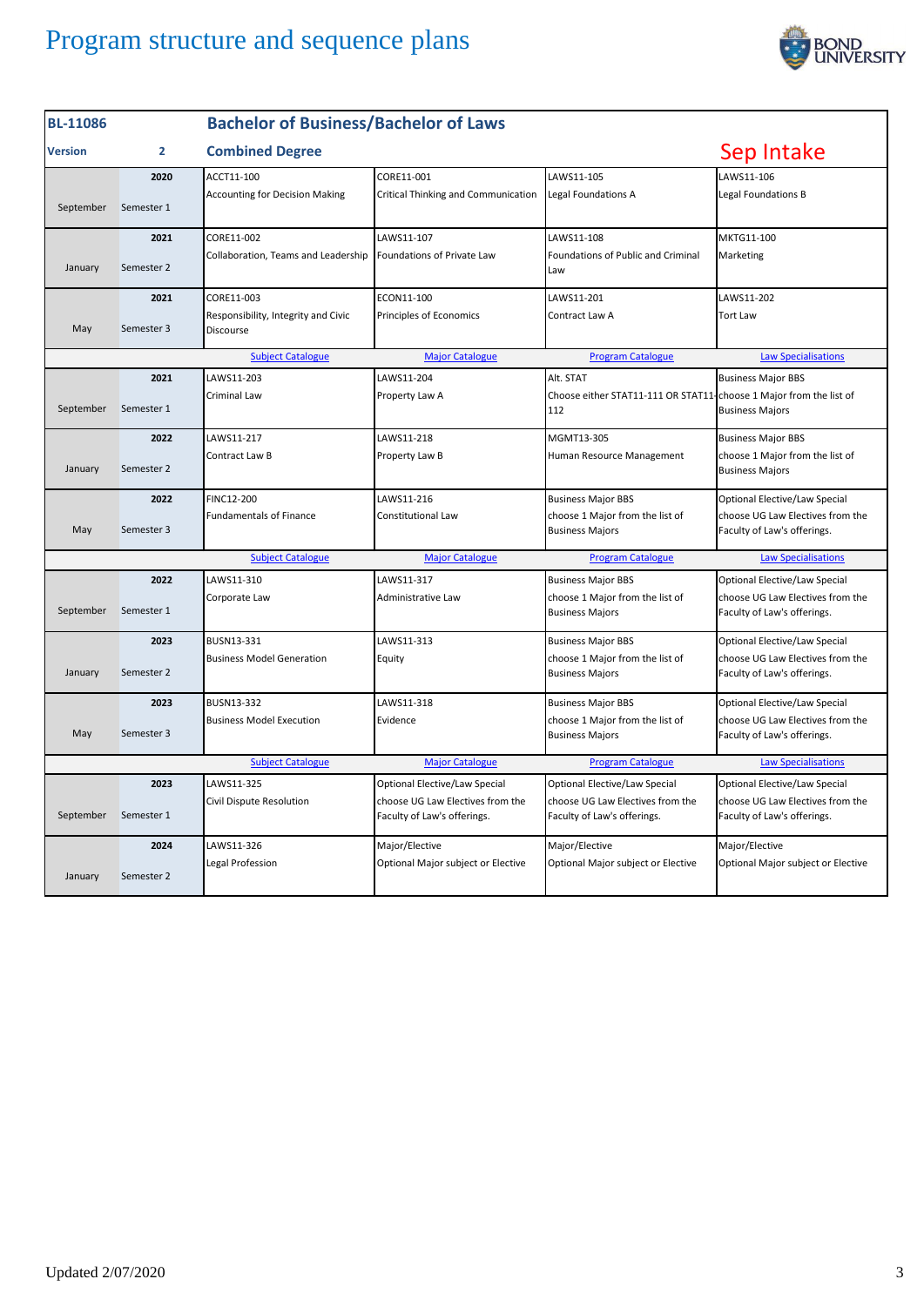# Program structure and sequence plans

| BL-11086 | | Bachelor of Business/Bachelor of Laws | | | |
|---|---|---|---|---|---|
| **Version** | **2** | **Combined Degree** | | | **Sep Intake** |
| September | **2020** Semester 1 | ACCT11-100 Accounting for Decision Making | CORE11-001 Critical Thinking and Communication | LAWS11-105 Legal Foundations A | LAWS11-106 Legal Foundations B |
| January | **2021** Semester 2 | CORE11-002 Collaboration, Teams and Leadership | LAWS11-107 Foundations of Private Law | LAWS11-108 Foundations of Public and Criminal Law | MKTG11-100 Marketing |
| May | **2021** Semester 3 | CORE11-003 Responsibility, Integrity and Civic Discourse | ECON11-100 Principles of Economics | LAWS11-201 Contract Law A | LAWS11-202 Tort Law |
| | | Subject Catalogue | Major Catalogue | Program Catalogue | Law Specialisations |
| September | **2021** Semester 1 | LAWS11-203 Criminal Law | LAWS11-204 Property Law A | Alt. STAT Choose either STAT11-111 OR STAT11-112 | Business Major BBS choose 1 Major from the list of Business Majors |
| January | **2022** Semester 2 | LAWS11-217 Contract Law B | LAWS11-218 Property Law B | MGMT13-305 Human Resource Management | Business Major BBS choose 1 Major from the list of Business Majors |
| May | **2022** Semester 3 | FINC12-200 Fundamentals of Finance | LAWS11-216 Constitutional Law | Business Major BBS choose 1 Major from the list of Business Majors | Optional Elective/Law Special choose UG Law Electives from the Faculty of Law's offerings. |
| | | Subject Catalogue | Major Catalogue | Program Catalogue | Law Specialisations |
| September | **2022** Semester 1 | LAWS11-310 Corporate Law | LAWS11-317 Administrative Law | Business Major BBS choose 1 Major from the list of Business Majors | Optional Elective/Law Special choose UG Law Electives from the Faculty of Law's offerings. |
| January | **2023** Semester 2 | BUSN13-331 Business Model Generation | LAWS11-313 Equity | Business Major BBS choose 1 Major from the list of Business Majors | Optional Elective/Law Special choose UG Law Electives from the Faculty of Law's offerings. |
| May | **2023** Semester 3 | BUSN13-332 Business Model Execution | LAWS11-318 Evidence | Business Major BBS choose 1 Major from the list of Business Majors | Optional Elective/Law Special choose UG Law Electives from the Faculty of Law's offerings. |
| | | Subject Catalogue | Major Catalogue | Program Catalogue | Law Specialisations |
| September | **2023** Semester 1 | LAWS11-325 Civil Dispute Resolution | Optional Elective/Law Special choose UG Law Electives from the Faculty of Law's offerings. | Optional Elective/Law Special choose UG Law Electives from the Faculty of Law's offerings. | Optional Elective/Law Special choose UG Law Electives from the Faculty of Law's offerings. |
| January | **2024** Semester 2 | LAWS11-326 Legal Profession | Major/Elective Optional Major subject or Elective | Major/Elective Optional Major subject or Elective | Major/Elective Optional Major subject or Elective |

Updated 2/07/2020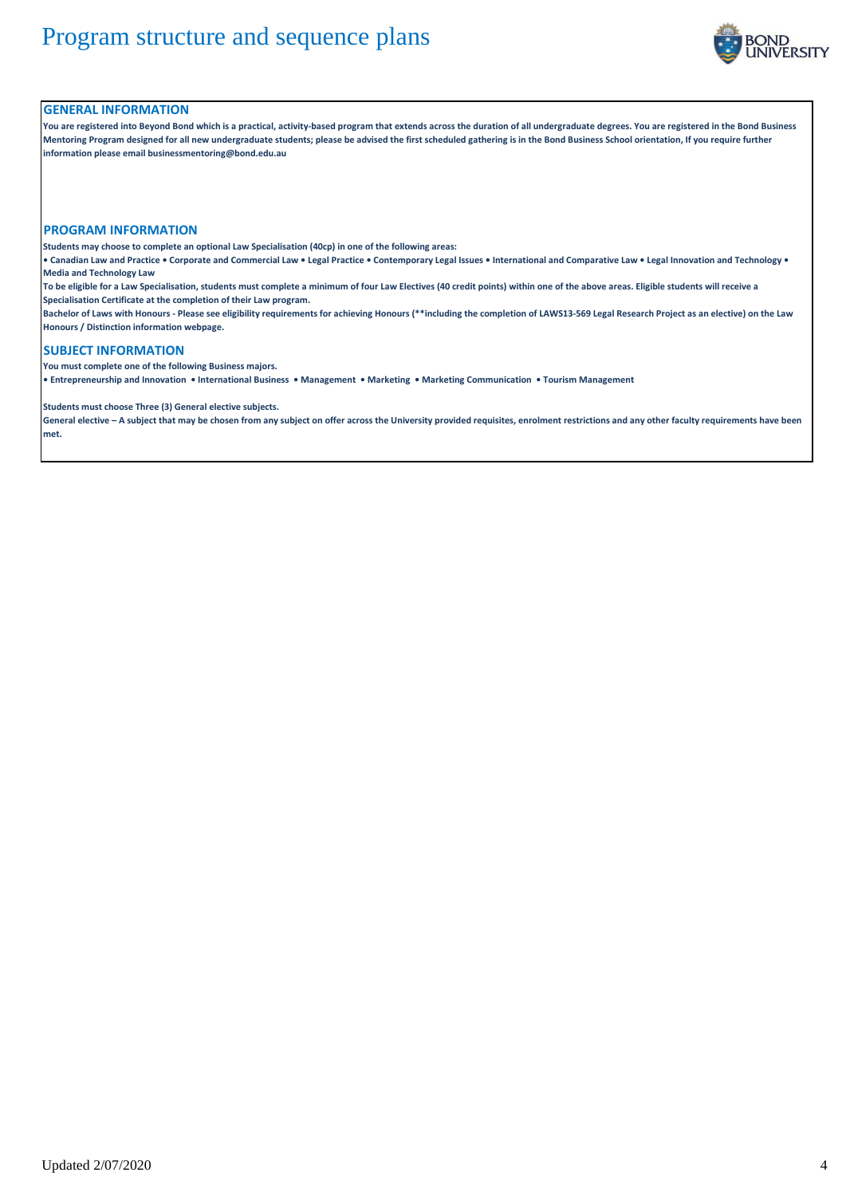# Program structure and sequence plans

## GENERAL INFORMATION

**You are registered into Beyond Bond which is a practical, activity-based program that extends across the duration of all undergraduate degrees. You are registered in the Bond Business Mentoring Program designed for all new undergraduate students; please be advised the first scheduled gathering is in the Bond Business School orientation, If you require further information please email businessmentoring@bond.edu.au**

## PROGRAM INFORMATION

**Students may choose to complete an optional Law Specialisation (40cp) in one of the following areas:**

**• Canadian Law and Practice • Corporate and Commercial Law • Legal Practice • Contemporary Legal Issues • International and Comparative Law • Legal Innovation and Technology • Media and Technology Law**

**To be eligible for a Law Specialisation, students must complete a minimum of four Law Electives (40 credit points) within one of the above areas. Eligible students will receive a Specialisation Certificate at the completion of their Law program.**

**Bachelor of Laws with Honours - Please see eligibility requirements for achieving Honours (**including the completion of LAWS13-569 Legal Research Project as an elective) on the Law Honours / Distinction information webpage.**

## SUBJECT INFORMATION

**You must complete one of the following Business majors.**

**• Entrepreneurship and Innovation • International Business • Management • Marketing • Marketing Communication • Tourism Management**

**Students must choose Three (3) General elective subjects.**

**General elective – A subject that may be chosen from any subject on offer across the University provided requisites, enrolment restrictions and any other faculty requirements have been met.**

Updated 2/07/2020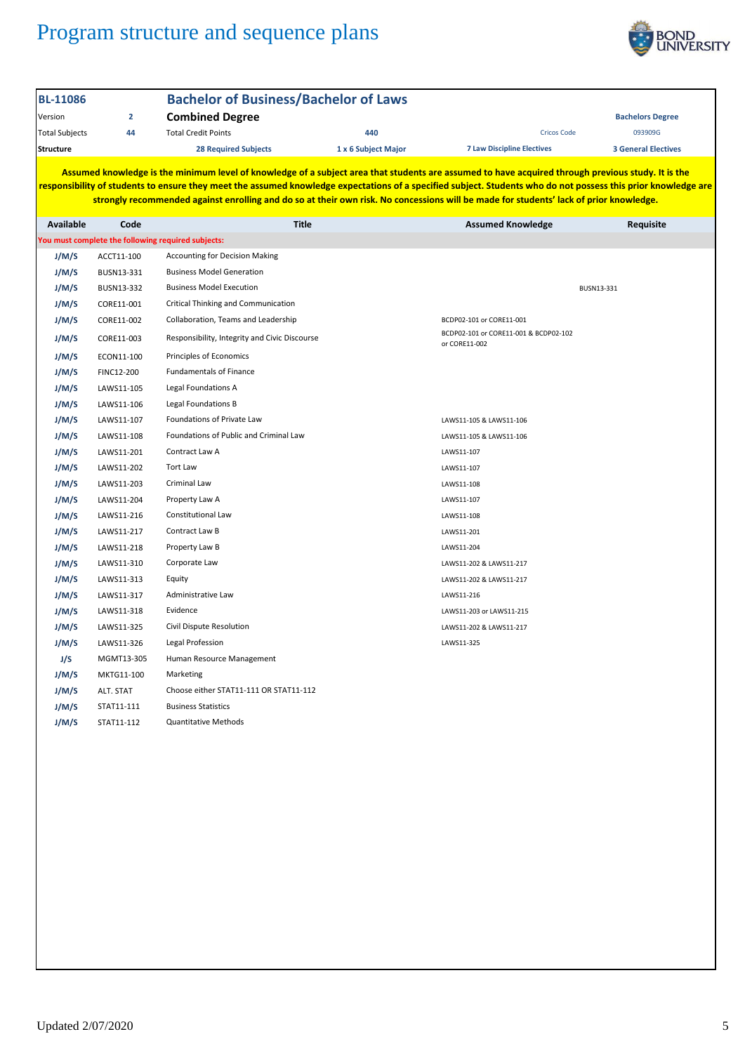# Program structure and sequence plans

| BL-11086 | | Bachelor of Business/Bachelor of Laws | | | |
|---|---|---|---|---|---|
| Version | 2 | **Combined Degree** | | | Bachelors Degree |
| Total Subjects | 44 | Total Credit Points | 440 | Cricos Code | 093909G |
| Structure | | 28 Required Subjects | 1 x 6 Subject Major | 7 Law Discipline Electives | 3 General Electives |

**Assumed knowledge is the minimum level of knowledge of a subject area that students are assumed to have acquired through previous study. It is the responsibility of students to ensure they meet the assumed knowledge expectations of a specified subject. Students who do not possess this prior knowledge are strongly recommended against enrolling and do so at their own risk. No concessions will be made for students' lack of prior knowledge.**

| Available | Code | Title | Assumed Knowledge | Requisite |
|---|---|---|---|---|
| **You must complete the following required subjects:** | | | | |
| J/M/S | ACCT11-100 | Accounting for Decision Making | | |
| J/M/S | BUSN13-331 | Business Model Generation | | |
| J/M/S | BUSN13-332 | Business Model Execution | | BUSN13-331 |
| J/M/S | CORE11-001 | Critical Thinking and Communication | | |
| J/M/S | CORE11-002 | Collaboration, Teams and Leadership | BCDP02-101 or CORE11-001 | |
| J/M/S | CORE11-003 | Responsibility, Integrity and Civic Discourse | BCDP02-101 or CORE11-001 & BCDP02-102 or CORE11-002 | |
| J/M/S | ECON11-100 | Principles of Economics | | |
| J/M/S | FINC12-200 | Fundamentals of Finance | | |
| J/M/S | LAWS11-105 | Legal Foundations A | | |
| J/M/S | LAWS11-106 | Legal Foundations B | | |
| J/M/S | LAWS11-107 | Foundations of Private Law | LAWS11-105 & LAWS11-106 | |
| J/M/S | LAWS11-108 | Foundations of Public and Criminal Law | LAWS11-105 & LAWS11-106 | |
| J/M/S | LAWS11-201 | Contract Law A | LAWS11-107 | |
| J/M/S | LAWS11-202 | Tort Law | LAWS11-107 | |
| J/M/S | LAWS11-203 | Criminal Law | LAWS11-108 | |
| J/M/S | LAWS11-204 | Property Law A | LAWS11-107 | |
| J/M/S | LAWS11-216 | Constitutional Law | LAWS11-108 | |
| J/M/S | LAWS11-217 | Contract Law B | LAWS11-201 | |
| J/M/S | LAWS11-218 | Property Law B | LAWS11-204 | |
| J/M/S | LAWS11-310 | Corporate Law | LAWS11-202 & LAWS11-217 | |
| J/M/S | LAWS11-313 | Equity | LAWS11-202 & LAWS11-217 | |
| J/M/S | LAWS11-317 | Administrative Law | LAWS11-216 | |
| J/M/S | LAWS11-318 | Evidence | LAWS11-203 or LAWS11-215 | |
| J/M/S | LAWS11-325 | Civil Dispute Resolution | LAWS11-202 & LAWS11-217 | |
| J/M/S | LAWS11-326 | Legal Profession | LAWS11-325 | |
| J/S | MGMT13-305 | Human Resource Management | | |
| J/M/S | MKTG11-100 | Marketing | | |
| J/M/S | ALT. STAT | Choose either STAT11-111 OR STAT11-112 | | |
| J/M/S | STAT11-111 | Business Statistics | | |
| J/M/S | STAT11-112 | Quantitative Methods | | |

Updated 2/07/2020